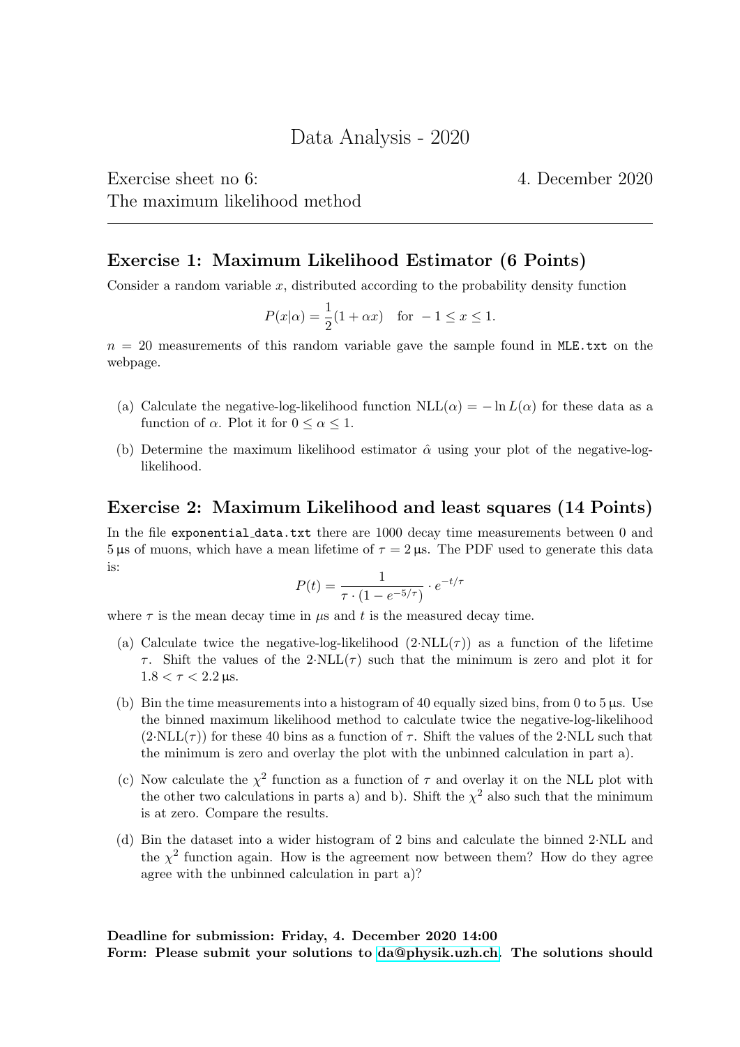# Data Analysis - 2020

Exercise sheet no 6: 4. December 2020

The maximum likelihood method

---

## Exercise 1: Maximum Likelihood Estimator (6 Points)

Consider a random variable $x$, distributed according to the probability density function

$$P(x|\alpha) = \frac{1}{2}(1 + \alpha x) \quad \text{for } -1 \leq x \leq 1.$$

$n = 20$ measurements of this random variable gave the sample found in `MLE.txt` on the webpage.

(a) Calculate the negative-log-likelihood function $\text{NLL}(\alpha) = -\ln L(\alpha)$ for these data as a function of $\alpha$. Plot it for $0 \leq \alpha \leq 1$.

(b) Determine the maximum likelihood estimator $\hat{\alpha}$ using your plot of the negative-log-likelihood.

## Exercise 2: Maximum Likelihood and least squares (14 Points)

In the file `exponential_data.txt` there are 1000 decay time measurements between 0 and 5 µs of muons, which have a mean lifetime of $\tau = 2$ µs. The PDF used to generate this data is:

$$P(t) = \frac{1}{\tau \cdot (1 - e^{-5/\tau})} \cdot e^{-t/\tau}$$

where $\tau$ is the mean decay time in $\mu$s and $t$ is the measured decay time.

(a) Calculate twice the negative-log-likelihood ($2{\cdot}\text{NLL}(\tau)$) as a function of the lifetime $\tau$. Shift the values of the $2{\cdot}\text{NLL}(\tau)$ such that the minimum is zero and plot it for $1.8 < \tau < 2.2$ µs.

(b) Bin the time measurements into a histogram of 40 equally sized bins, from 0 to 5 µs. Use the binned maximum likelihood method to calculate twice the negative-log-likelihood ($2{\cdot}\text{NLL}(\tau)$) for these 40 bins as a function of $\tau$. Shift the values of the $2{\cdot}\text{NLL}$ such that the minimum is zero and overlay the plot with the unbinned calculation in part a).

(c) Now calculate the $\chi^2$ function as a function of $\tau$ and overlay it on the NLL plot with the other two calculations in parts a) and b). Shift the $\chi^2$ also such that the minimum is at zero. Compare the results.

(d) Bin the dataset into a wider histogram of 2 bins and calculate the binned $2{\cdot}\text{NLL}$ and the $\chi^2$ function again. How is the agreement now between them? How do they agree agree with the unbinned calculation in part a)?

**Deadline for submission: Friday, 4. December 2020 14:00**

**Form: Please submit your solutions to da@physik.uzh.ch. The solutions should**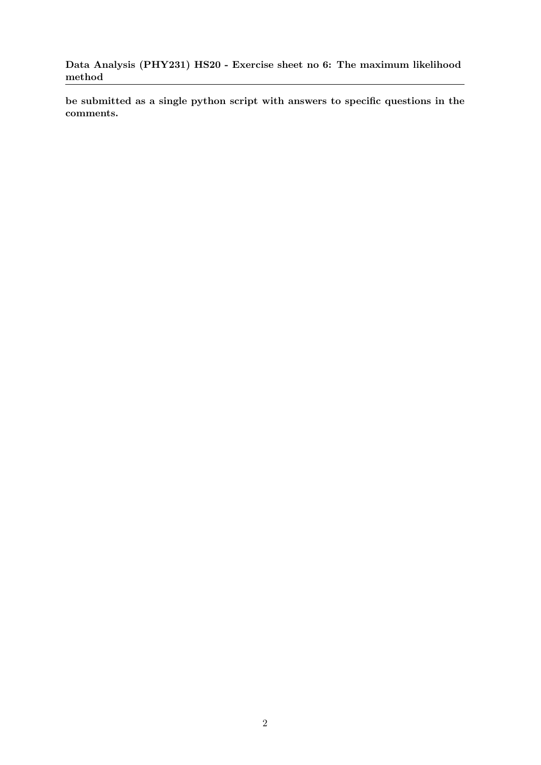**be submitted as a single python script with answers to specific questions in the comments.**